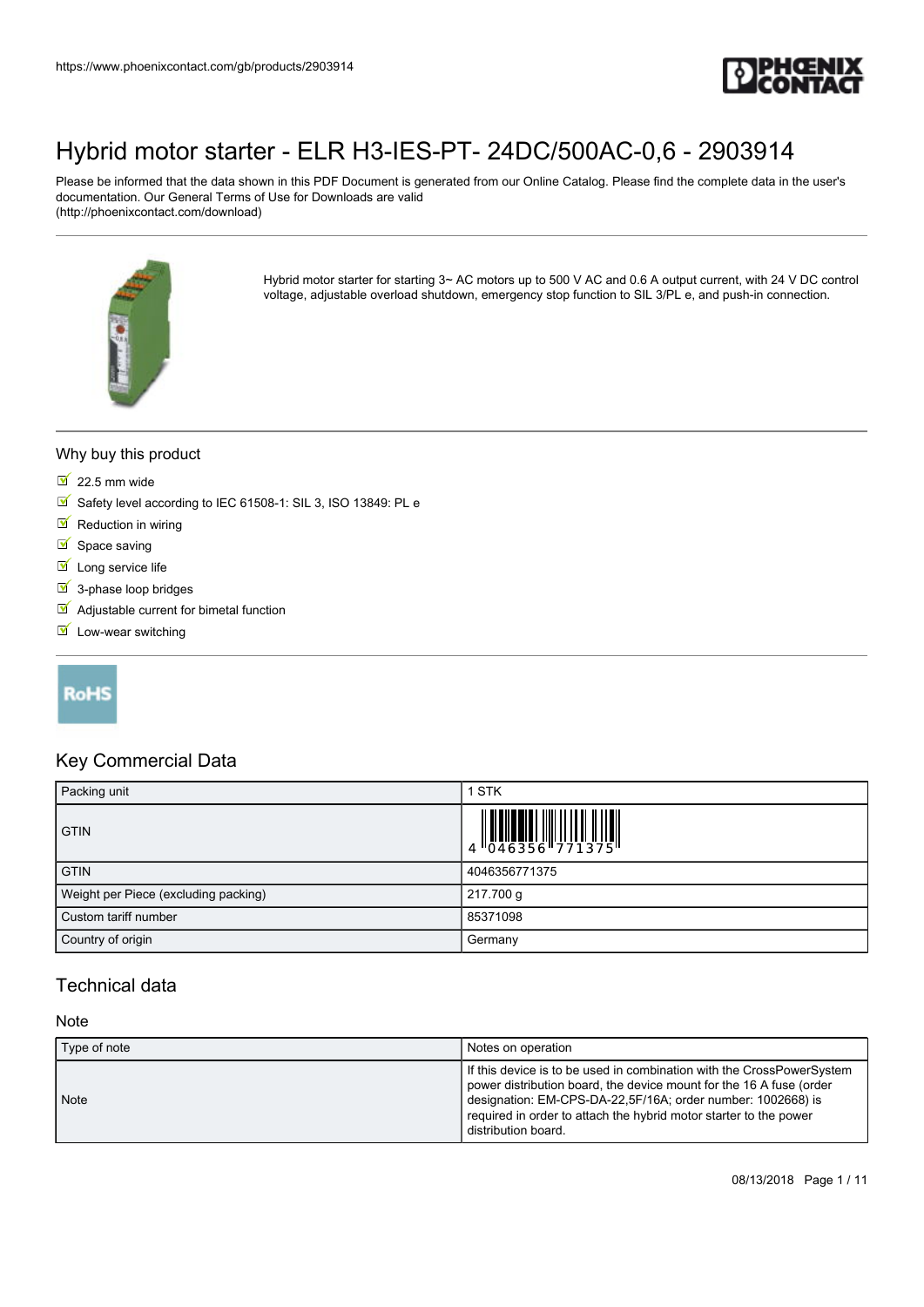# Hybrid motor starter - ELR H3-IES-PT- 24DC/500AC-0,6 - 2903914

Please be informed that the data shown in this PDF Document is generated from our Online Catalog. Please find the complete data in the user's documentation. Our General Terms of Use for Downloads are valid (http://phoenixcontact.com/download)

Hybrid motor starter for starting 3~ AC motors up to 500 V AC and 0.6 A output current, with 24 V DC control voltage, adjustable overload shutdown, emergency stop function to SIL 3/PL e, and push-in connection.

## Why buy this product

- 22.5 mm wide
- Safety level according to IEC 61508-1: SIL 3, ISO 13849: PL e
- Reduction in wiring
- Space saving
- Long service life
- 3-phase loop bridges
- Adjustable current for bimetal function
- Low-wear switching

RoHS

## Key Commercial Data

| Packing unit | 1 STK |
|---|---|
| GTIN | 4 046356 771375 |
| GTIN | 4046356771375 |
| Weight per Piece (excluding packing) | 217.700 g |
| Custom tariff number | 85371098 |
| Country of origin | Germany |

## Technical data

### Note

| Type of note | Notes on operation |
|---|---|
| Note | If this device is to be used in combination with the CrossPowerSystem power distribution board, the device mount for the 16 A fuse (order designation: EM-CPS-DA-22,5F/16A; order number: 1002668) is required in order to attach the hybrid motor starter to the power distribution board. |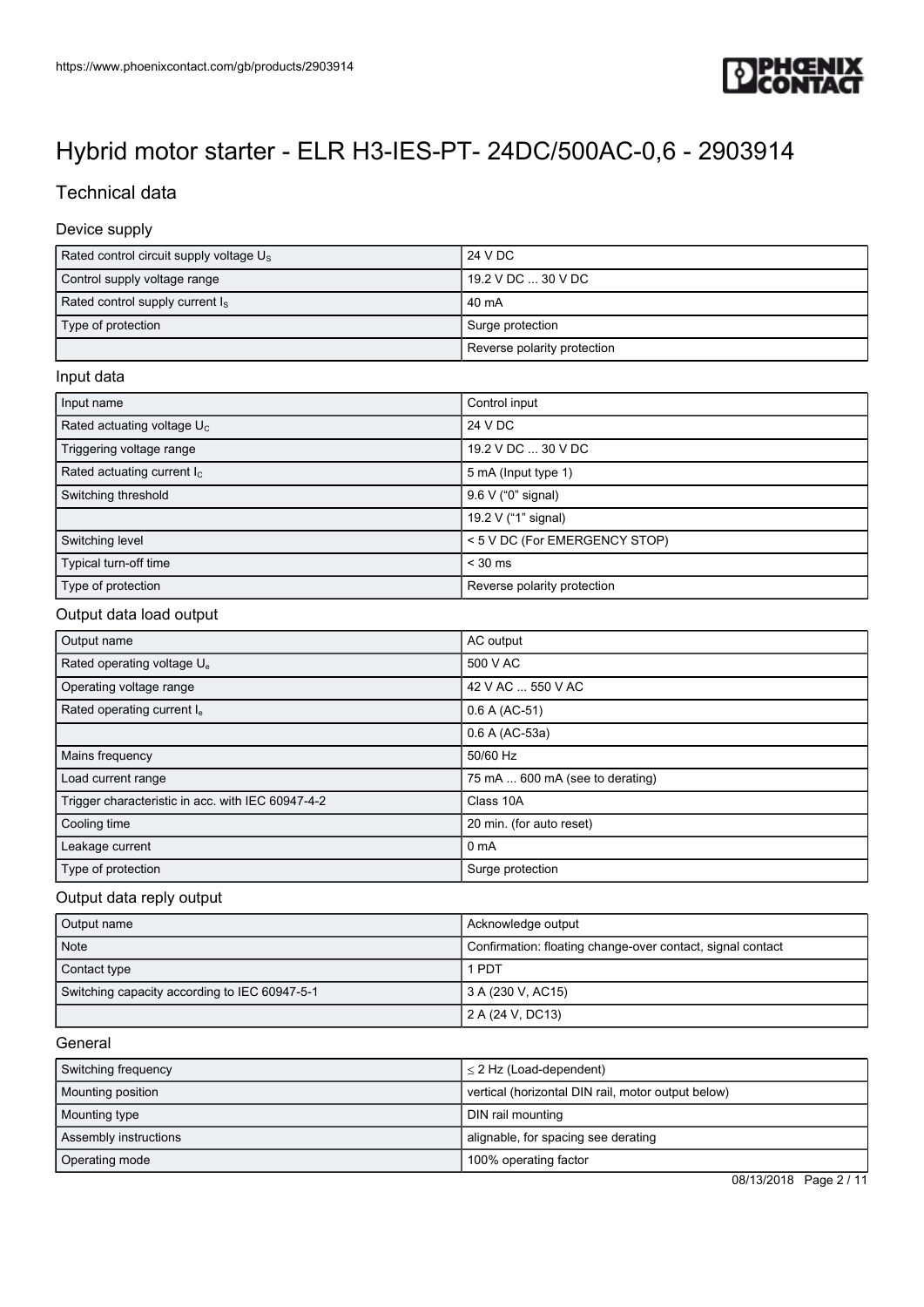# Hybrid motor starter - ELR H3-IES-PT- 24DC/500AC-0,6 - 2903914

## Technical data

### Device supply

| | |
|---|---|
| Rated control circuit supply voltage $U_S$ | 24 V DC |
| Control supply voltage range | 19.2 V DC ... 30 V DC |
| Rated control supply current $I_S$ | 40 mA |
| Type of protection | Surge protection |
| | Reverse polarity protection |

### Input data

| | |
|---|---|
| Input name | Control input |
| Rated actuating voltage $U_C$ | 24 V DC |
| Triggering voltage range | 19.2 V DC ... 30 V DC |
| Rated actuating current $I_C$ | 5 mA (Input type 1) |
| Switching threshold | 9.6 V ("0" signal) |
| | 19.2 V ("1" signal) |
| Switching level | < 5 V DC (For EMERGENCY STOP) |
| Typical turn-off time | < 30 ms |
| Type of protection | Reverse polarity protection |

### Output data load output

| | |
|---|---|
| Output name | AC output |
| Rated operating voltage $U_e$ | 500 V AC |
| Operating voltage range | 42 V AC ... 550 V AC |
| Rated operating current $I_e$ | 0.6 A (AC-51) |
| | 0.6 A (AC-53a) |
| Mains frequency | 50/60 Hz |
| Load current range | 75 mA ... 600 mA (see to derating) |
| Trigger characteristic in acc. with IEC 60947-4-2 | Class 10A |
| Cooling time | 20 min. (for auto reset) |
| Leakage current | 0 mA |
| Type of protection | Surge protection |

### Output data reply output

| | |
|---|---|
| Output name | Acknowledge output |
| Note | Confirmation: floating change-over contact, signal contact |
| Contact type | 1 PDT |
| Switching capacity according to IEC 60947-5-1 | 3 A (230 V, AC15) |
| | 2 A (24 V, DC13) |

### General

| | |
|---|---|
| Switching frequency | ≤ 2 Hz (Load-dependent) |
| Mounting position | vertical (horizontal DIN rail, motor output below) |
| Mounting type | DIN rail mounting |
| Assembly instructions | alignable, for spacing see derating |
| Operating mode | 100% operating factor |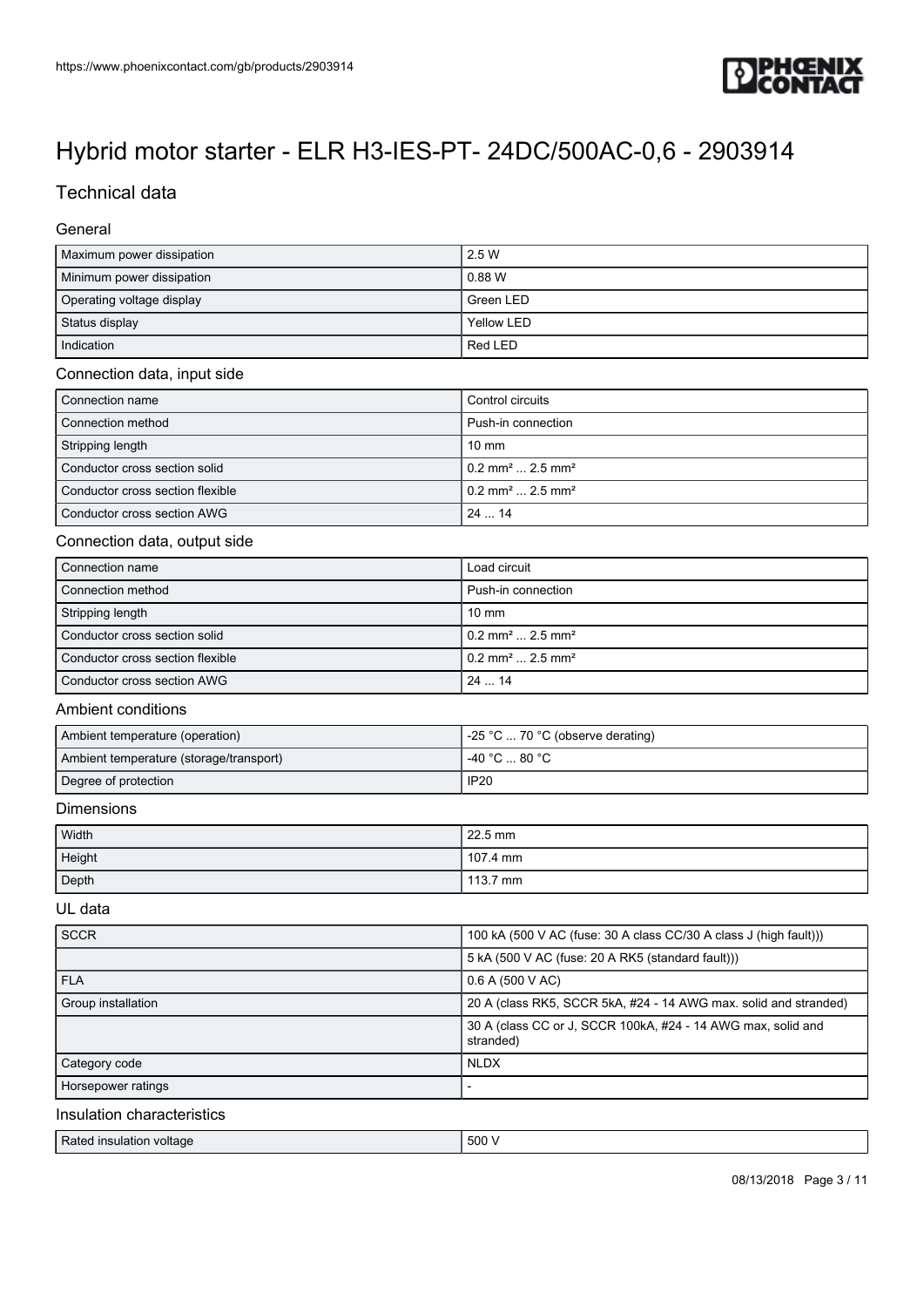# Hybrid motor starter - ELR H3-IES-PT- 24DC/500AC-0,6 - 2903914

## Technical data

### General

| | |
|---|---|
| Maximum power dissipation | 2.5 W |
| Minimum power dissipation | 0.88 W |
| Operating voltage display | Green LED |
| Status display | Yellow LED |
| Indication | Red LED |

### Connection data, input side

| | |
|---|---|
| Connection name | Control circuits |
| Connection method | Push-in connection |
| Stripping length | 10 mm |
| Conductor cross section solid | 0.2 mm² ... 2.5 mm² |
| Conductor cross section flexible | 0.2 mm² ... 2.5 mm² |
| Conductor cross section AWG | 24 ... 14 |

### Connection data, output side

| | |
|---|---|
| Connection name | Load circuit |
| Connection method | Push-in connection |
| Stripping length | 10 mm |
| Conductor cross section solid | 0.2 mm² ... 2.5 mm² |
| Conductor cross section flexible | 0.2 mm² ... 2.5 mm² |
| Conductor cross section AWG | 24 ... 14 |

### Ambient conditions

| | |
|---|---|
| Ambient temperature (operation) | -25 °C ... 70 °C (observe derating) |
| Ambient temperature (storage/transport) | -40 °C ... 80 °C |
| Degree of protection | IP20 |

### Dimensions

| | |
|---|---|
| Width | 22.5 mm |
| Height | 107.4 mm |
| Depth | 113.7 mm |

### UL data

| | |
|---|---|
| SCCR | 100 kA (500 V AC (fuse: 30 A class CC/30 A class J (high fault))) |
| | 5 kA (500 V AC (fuse: 20 A RK5 (standard fault))) |
| FLA | 0.6 A (500 V AC) |
| Group installation | 20 A (class RK5, SCCR 5kA, #24 - 14 AWG max. solid and stranded) |
| | 30 A (class CC or J, SCCR 100kA, #24 - 14 AWG max, solid and stranded) |
| Category code | NLDX |
| Horsepower ratings | - |

### Insulation characteristics

| | |
|---|---|
| Rated insulation voltage | 500 V |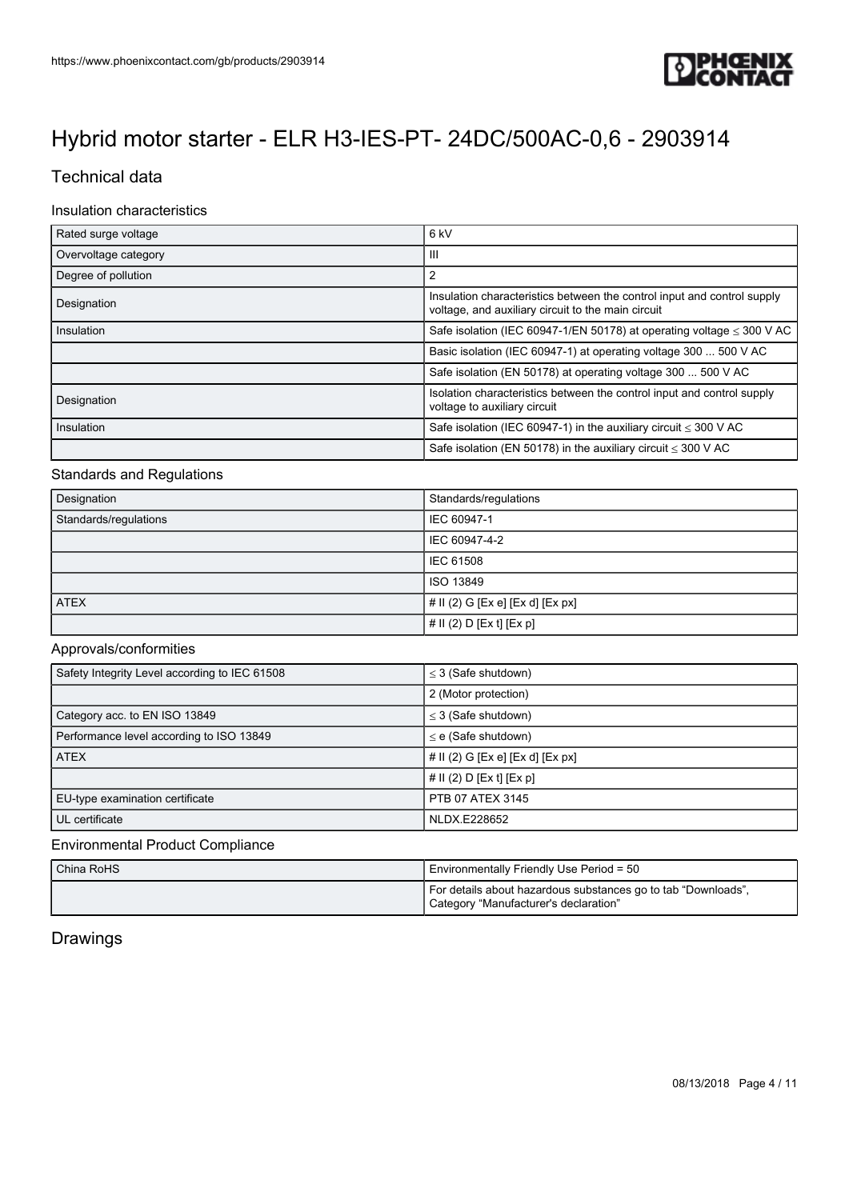# Hybrid motor starter - ELR H3-IES-PT- 24DC/500AC-0,6 - 2903914

## Technical data

### Insulation characteristics

| | |
|---|---|
| Rated surge voltage | 6 kV |
| Overvoltage category | III |
| Degree of pollution | 2 |
| Designation | Insulation characteristics between the control input and control supply voltage, and auxiliary circuit to the main circuit |
| Insulation | Safe isolation (IEC 60947-1/EN 50178) at operating voltage ≤ 300 V AC |
| | Basic isolation (IEC 60947-1) at operating voltage 300 ... 500 V AC |
| | Safe isolation (EN 50178) at operating voltage 300 ... 500 V AC |
| Designation | Isolation characteristics between the control input and control supply voltage to auxiliary circuit |
| Insulation | Safe isolation (IEC 60947-1) in the auxiliary circuit ≤ 300 V AC |
| | Safe isolation (EN 50178) in the auxiliary circuit ≤ 300 V AC |

### Standards and Regulations

| | |
|---|---|
| Designation | Standards/regulations |
| Standards/regulations | IEC 60947-1 |
| | IEC 60947-4-2 |
| | IEC 61508 |
| | ISO 13849 |
| ATEX | # II (2) G [Ex e] [Ex d] [Ex px] |
| | # II (2) D [Ex t] [Ex p] |

### Approvals/conformities

| | |
|---|---|
| Safety Integrity Level according to IEC 61508 | ≤ 3 (Safe shutdown) |
| | 2 (Motor protection) |
| Category acc. to EN ISO 13849 | ≤ 3 (Safe shutdown) |
| Performance level according to ISO 13849 | ≤ e (Safe shutdown) |
| ATEX | # II (2) G [Ex e] [Ex d] [Ex px] |
| | # II (2) D [Ex t] [Ex p] |
| EU-type examination certificate | PTB 07 ATEX 3145 |
| UL certificate | NLDX.E228652 |

### Environmental Product Compliance

| | |
|---|---|
| China RoHS | Environmentally Friendly Use Period = 50 |
| | For details about hazardous substances go to tab “Downloads”, Category “Manufacturer's declaration” |

## Drawings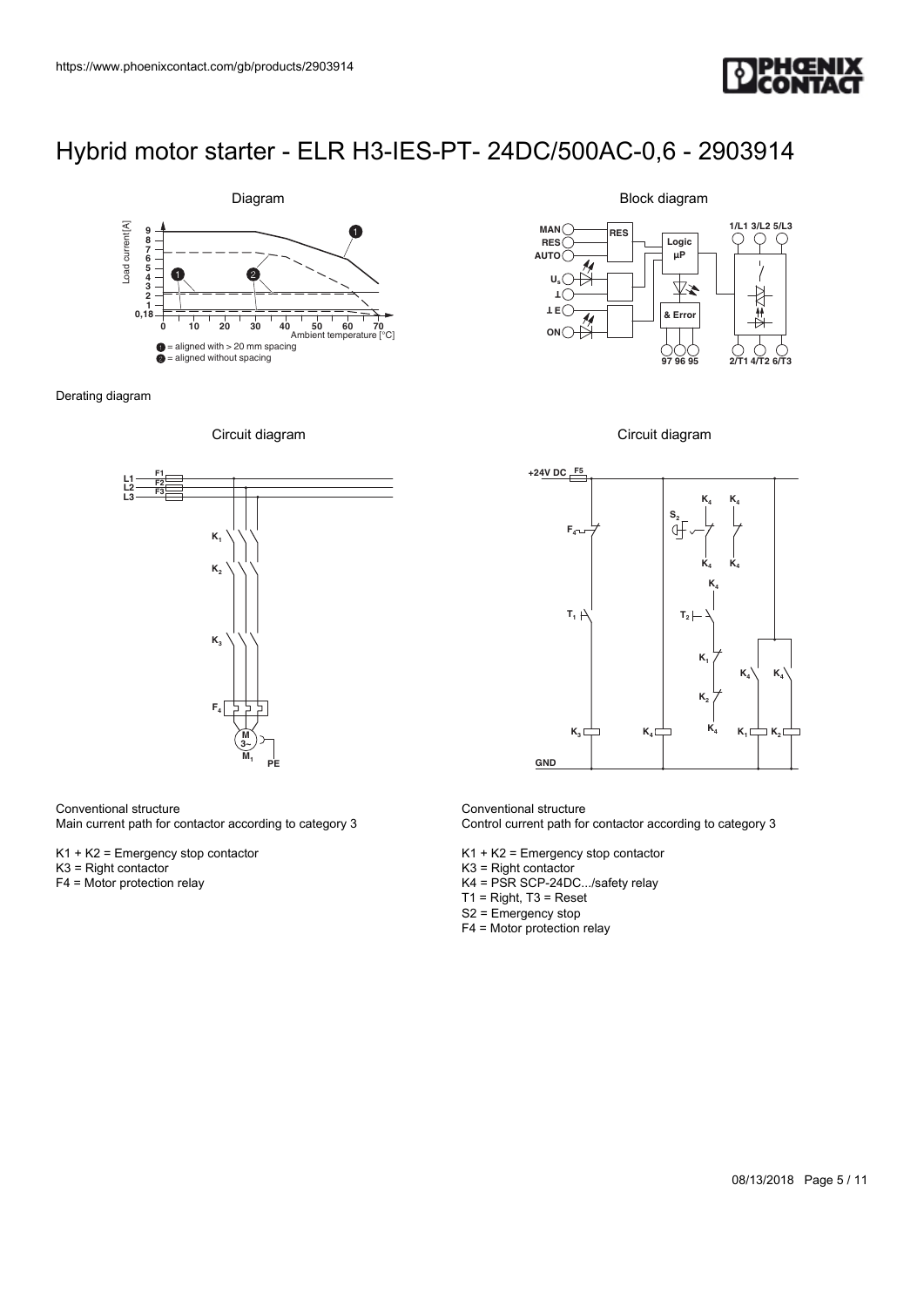# Hybrid motor starter - ELR H3-IES-PT- 24DC/500AC-0,6 - 2903914

Diagram

Derating diagram

Block diagram

Circuit diagram

Conventional structure
Main current path for contactor according to category 3

K1 + K2 = Emergency stop contactor
K3 = Right contactor
F4 = Motor protection relay

Circuit diagram

Conventional structure
Control current path for contactor according to category 3

K1 + K2 = Emergency stop contactor
K3 = Right contactor
K4 = PSR SCP-24DC.../safety relay
T1 = Right, T3 = Reset
S2 = Emergency stop
F4 = Motor protection relay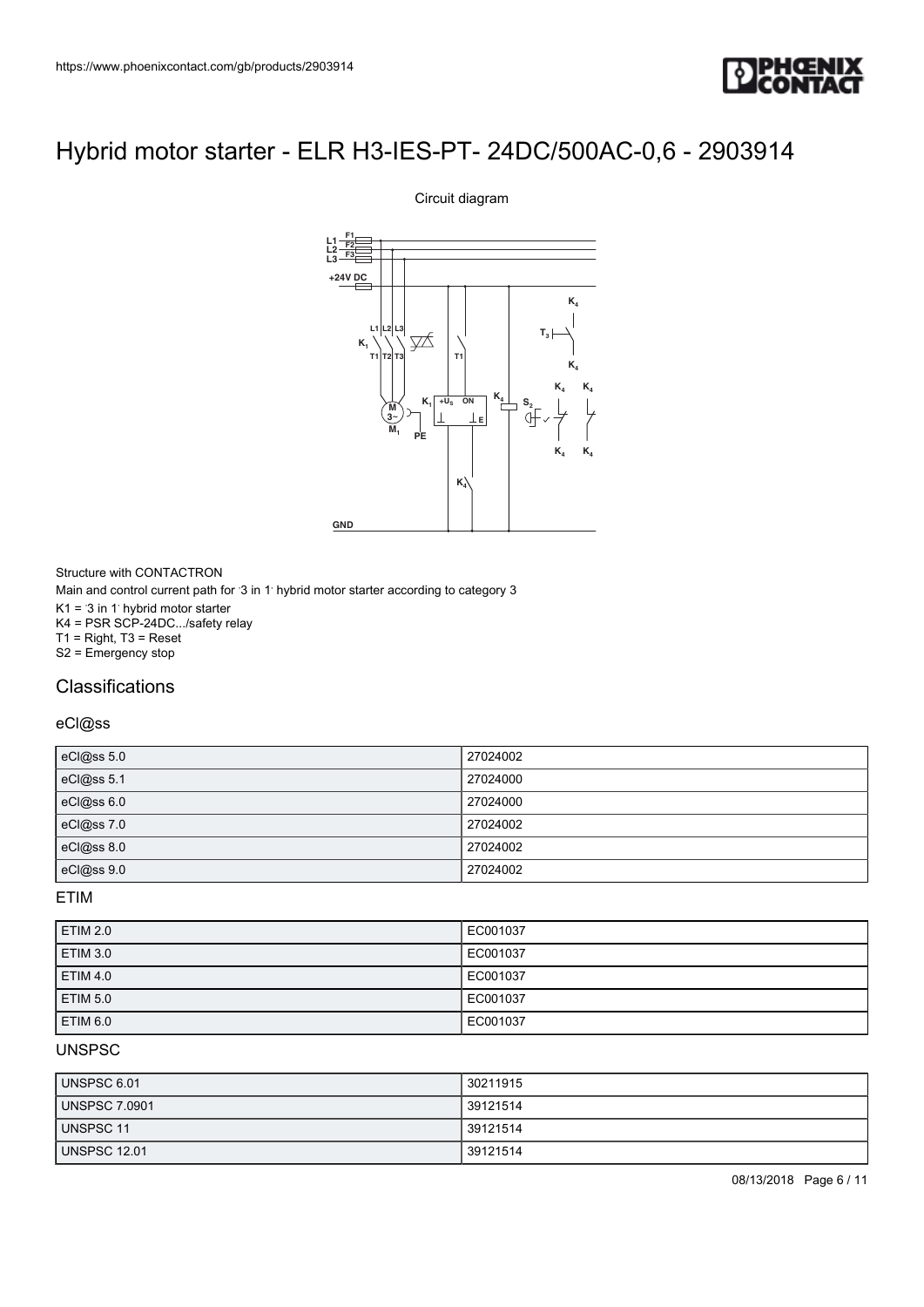# Hybrid motor starter - ELR H3-IES-PT- 24DC/500AC-0,6 - 2903914

Circuit diagram

Structure with CONTACTRON

Main and control current path for '3 in 1' hybrid motor starter according to category 3

K1 = '3 in 1' hybrid motor starter

K4 = PSR SCP-24DC.../safety relay

T1 = Right, T3 = Reset

S2 = Emergency stop

## Classifications

### eCl@ss

| | |
|---|---|
| eCl@ss 5.0 | 27024002 |
| eCl@ss 5.1 | 27024000 |
| eCl@ss 6.0 | 27024000 |
| eCl@ss 7.0 | 27024002 |
| eCl@ss 8.0 | 27024002 |
| eCl@ss 9.0 | 27024002 |

### ETIM

| | |
|---|---|
| ETIM 2.0 | EC001037 |
| ETIM 3.0 | EC001037 |
| ETIM 4.0 | EC001037 |
| ETIM 5.0 | EC001037 |
| ETIM 6.0 | EC001037 |

### UNSPSC

| | |
|---|---|
| UNSPSC 6.01 | 30211915 |
| UNSPSC 7.0901 | 39121514 |
| UNSPSC 11 | 39121514 |
| UNSPSC 12.01 | 39121514 |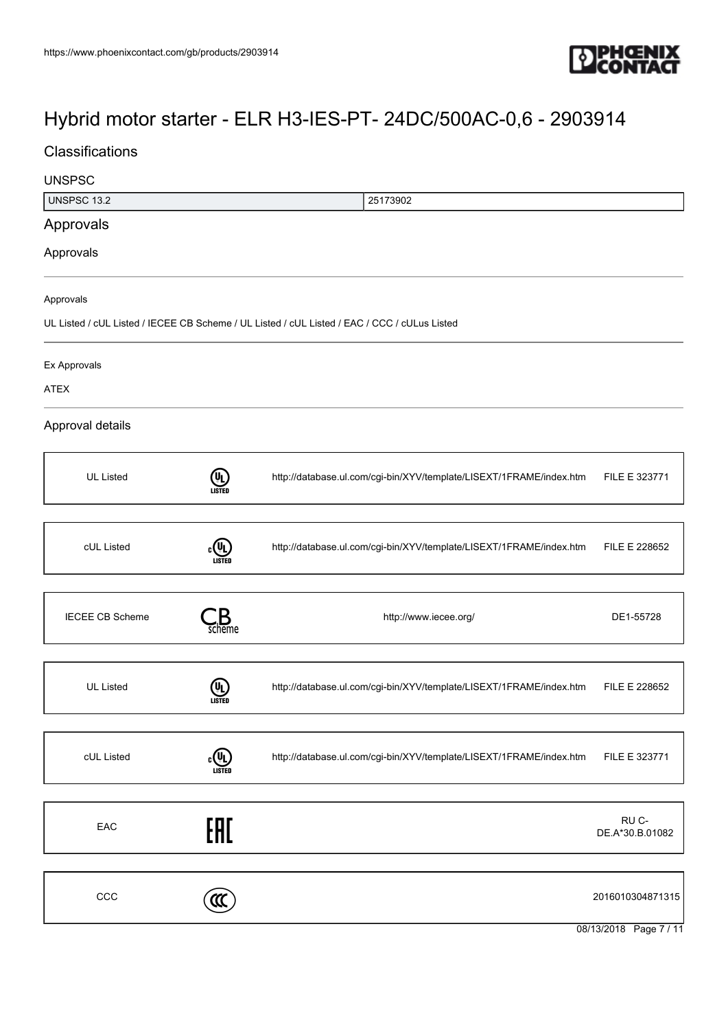# Hybrid motor starter - ELR H3-IES-PT- 24DC/500AC-0,6 - 2903914

## Classifications

### UNSPSC

| UNSPSC 13.2 | 25173902 |
|---|---|

## Approvals

### Approvals

Approvals

UL Listed / cUL Listed / IECEE CB Scheme / UL Listed / cUL Listed / EAC / CCC / cULus Listed

Ex Approvals

ATEX

### Approval details

| UL Listed | | http://database.ul.com/cgi-bin/XYV/template/LISEXT/1FRAME/index.htm | FILE E 323771 |
|---|---|---|---|

| cUL Listed | | http://database.ul.com/cgi-bin/XYV/template/LISEXT/1FRAME/index.htm | FILE E 228652 |
|---|---|---|---|

| IECEE CB Scheme | | http://www.iecee.org/ | DE1-55728 |
|---|---|---|---|

| UL Listed | | http://database.ul.com/cgi-bin/XYV/template/LISEXT/1FRAME/index.htm | FILE E 228652 |
|---|---|---|---|

| cUL Listed | | http://database.ul.com/cgi-bin/XYV/template/LISEXT/1FRAME/index.htm | FILE E 323771 |
|---|---|---|---|

| EAC | | | RU C-DE.A*30.B.01082 |
|---|---|---|---|

| CCC | | | 2016010304871315 |
|---|---|---|---|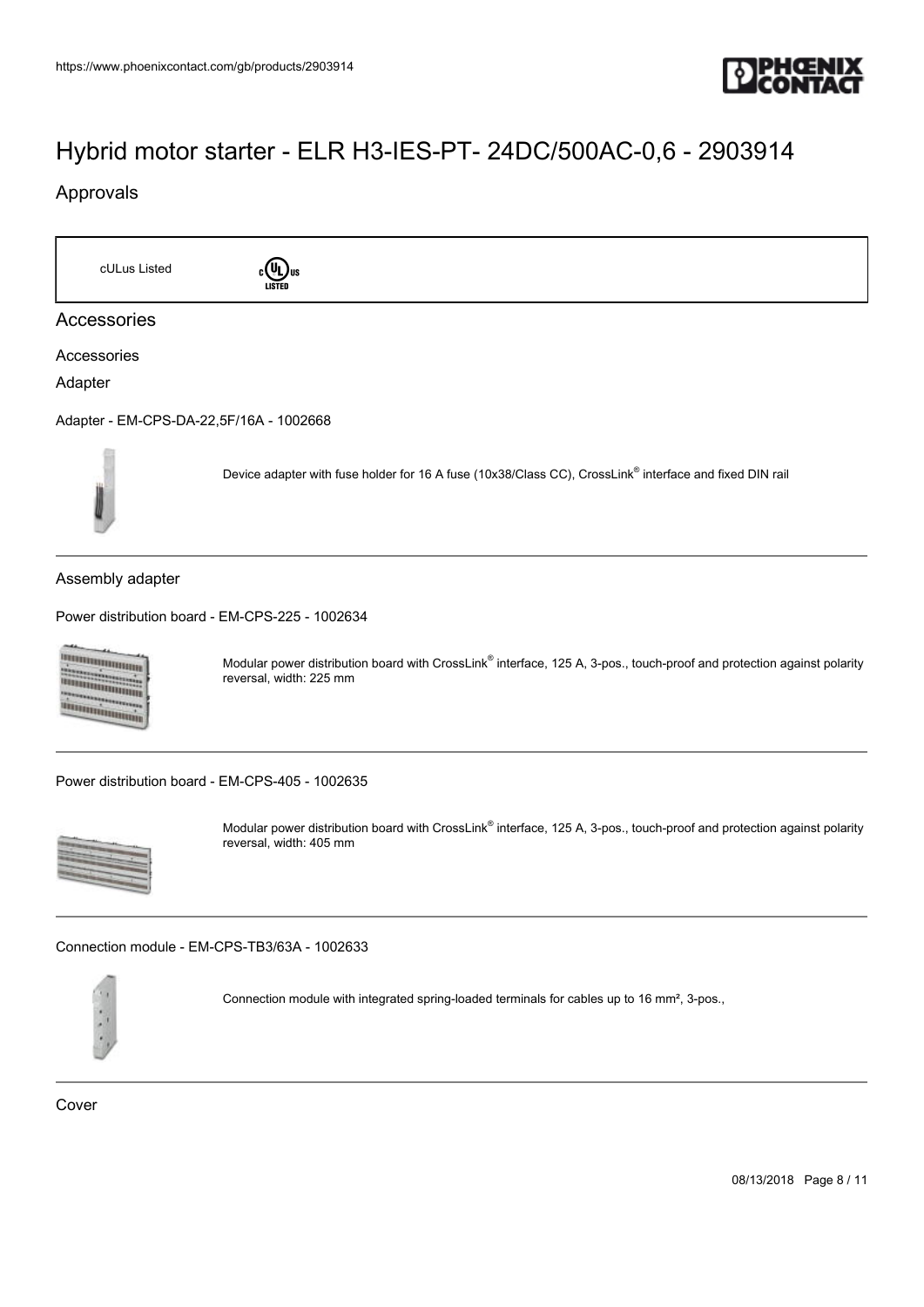# Hybrid motor starter - ELR H3-IES-PT- 24DC/500AC-0,6 - 2903914

## Approvals

cULus Listed

## Accessories

Accessories

Adapter

Adapter - EM-CPS-DA-22,5F/16A - 1002668

Device adapter with fuse holder for 16 A fuse (10x38/Class CC), CrossLink® interface and fixed DIN rail

Assembly adapter

Power distribution board - EM-CPS-225 - 1002634

Modular power distribution board with CrossLink® interface, 125 A, 3-pos., touch-proof and protection against polarity reversal, width: 225 mm

Power distribution board - EM-CPS-405 - 1002635

Modular power distribution board with CrossLink® interface, 125 A, 3-pos., touch-proof and protection against polarity reversal, width: 405 mm

Connection module - EM-CPS-TB3/63A - 1002633

Connection module with integrated spring-loaded terminals for cables up to 16 mm², 3-pos.,

Cover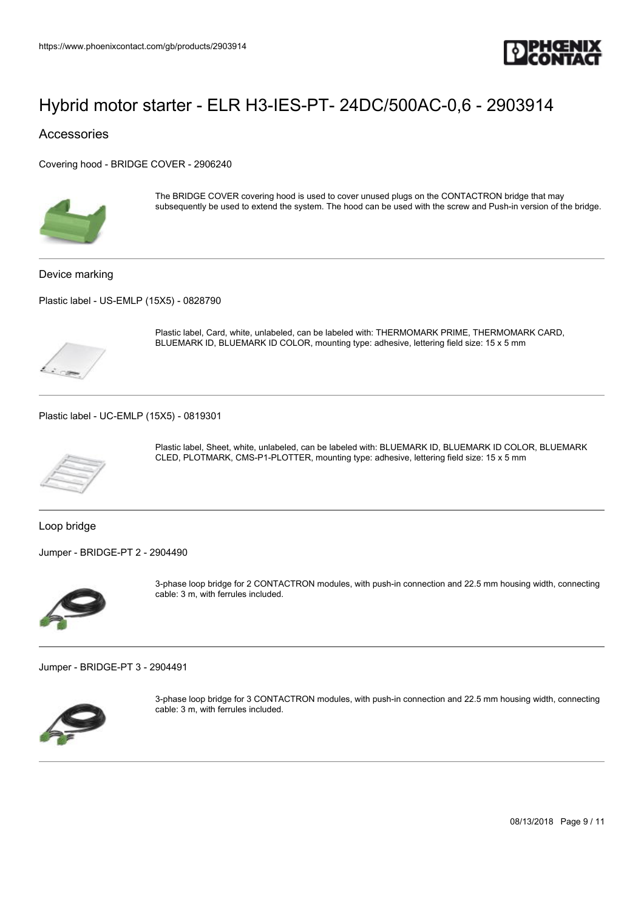# Hybrid motor starter - ELR H3-IES-PT- 24DC/500AC-0,6 - 2903914

## Accessories

Covering hood - BRIDGE COVER - 2906240

The BRIDGE COVER covering hood is used to cover unused plugs on the CONTACTRON bridge that may subsequently be used to extend the system. The hood can be used with the screw and Push-in version of the bridge.

### Device marking

Plastic label - US-EMLP (15X5) - 0828790

Plastic label, Card, white, unlabeled, can be labeled with: THERMOMARK PRIME, THERMOMARK CARD, BLUEMARK ID, BLUEMARK ID COLOR, mounting type: adhesive, lettering field size: 15 x 5 mm

Plastic label - UC-EMLP (15X5) - 0819301

Plastic label, Sheet, white, unlabeled, can be labeled with: BLUEMARK ID, BLUEMARK ID COLOR, BLUEMARK CLED, PLOTMARK, CMS-P1-PLOTTER, mounting type: adhesive, lettering field size: 15 x 5 mm

### Loop bridge

Jumper - BRIDGE-PT 2 - 2904490

3-phase loop bridge for 2 CONTACTRON modules, with push-in connection and 22.5 mm housing width, connecting cable: 3 m, with ferrules included.

Jumper - BRIDGE-PT 3 - 2904491

3-phase loop bridge for 3 CONTACTRON modules, with push-in connection and 22.5 mm housing width, connecting cable: 3 m, with ferrules included.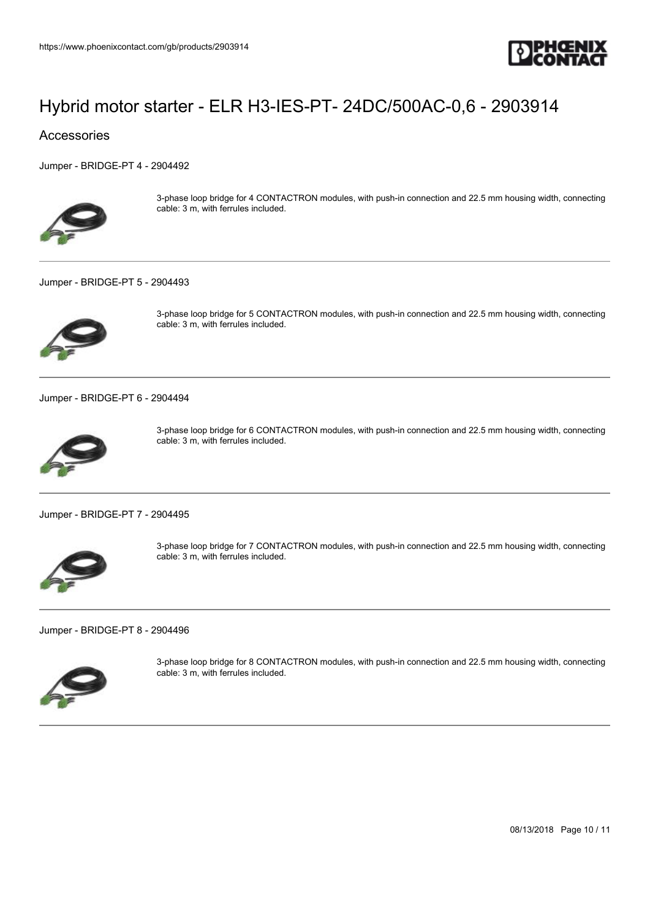# Hybrid motor starter - ELR H3-IES-PT- 24DC/500AC-0,6 - 2903914

## Accessories

Jumper - BRIDGE-PT 4 - 2904492

3-phase loop bridge for 4 CONTACTRON modules, with push-in connection and 22.5 mm housing width, connecting cable: 3 m, with ferrules included.

---

Jumper - BRIDGE-PT 5 - 2904493

3-phase loop bridge for 5 CONTACTRON modules, with push-in connection and 22.5 mm housing width, connecting cable: 3 m, with ferrules included.

---

Jumper - BRIDGE-PT 6 - 2904494

3-phase loop bridge for 6 CONTACTRON modules, with push-in connection and 22.5 mm housing width, connecting cable: 3 m, with ferrules included.

---

Jumper - BRIDGE-PT 7 - 2904495

3-phase loop bridge for 7 CONTACTRON modules, with push-in connection and 22.5 mm housing width, connecting cable: 3 m, with ferrules included.

---

Jumper - BRIDGE-PT 8 - 2904496

3-phase loop bridge for 8 CONTACTRON modules, with push-in connection and 22.5 mm housing width, connecting cable: 3 m, with ferrules included.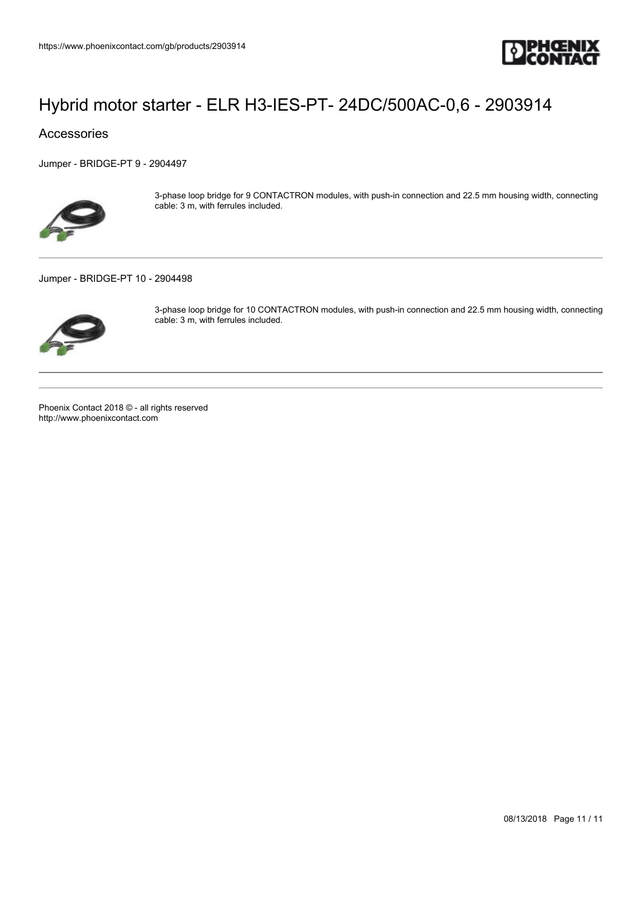# Hybrid motor starter - ELR H3-IES-PT- 24DC/500AC-0,6 - 2903914

## Accessories

Jumper - BRIDGE-PT 9 - 2904497

3-phase loop bridge for 9 CONTACTRON modules, with push-in connection and 22.5 mm housing width, connecting cable: 3 m, with ferrules included.

---

Jumper - BRIDGE-PT 10 - 2904498

3-phase loop bridge for 10 CONTACTRON modules, with push-in connection and 22.5 mm housing width, connecting cable: 3 m, with ferrules included.

---

Phoenix Contact 2018 © - all rights reserved
http://www.phoenixcontact.com